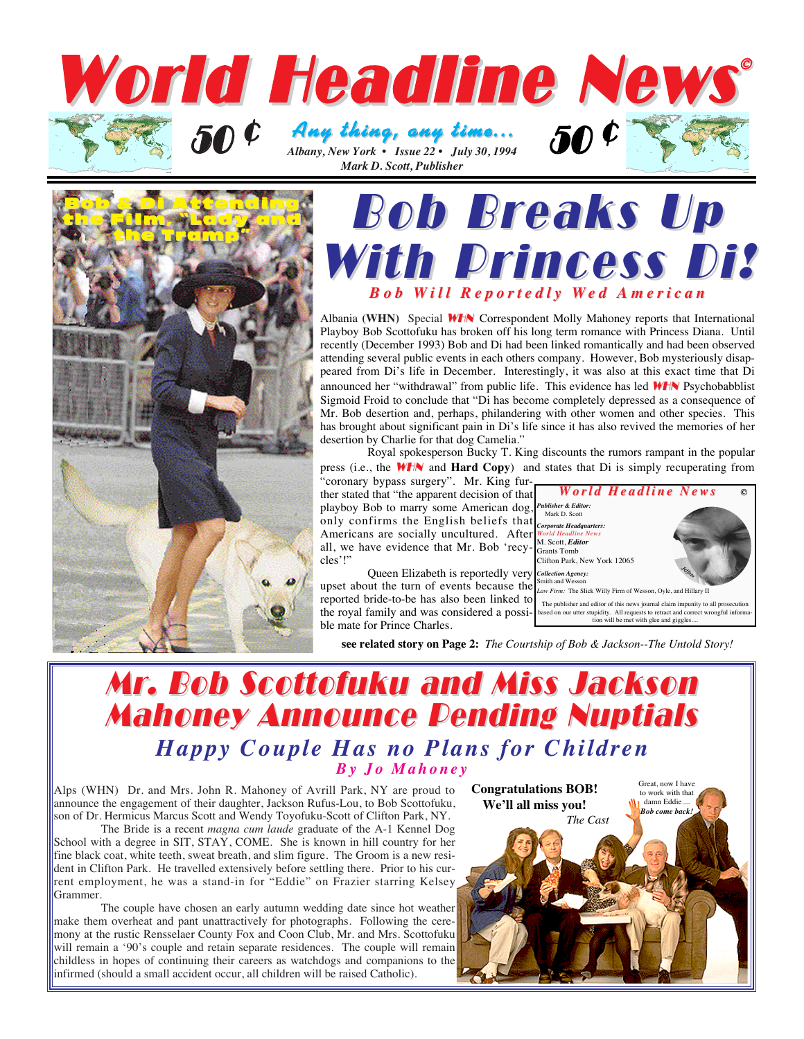# World Headline News©

**50 ¢** *Any thing, any time...* **50 ¢**

*Albany, New York • Issue 22 • July 30, 1994*
*Mark D. Scott, Publisher*

Bob & Di Attending the Film, "Lady and the Tramp"

## Bob Breaks Up With Princess Di!

### *Bob Will Reportedly Wed American*

Albania **(WHN)** Special **WHN** Correspondent Molly Mahoney reports that International Playboy Bob Scottofuku has broken off his long term romance with Princess Diana. Until recently (December 1993) Bob and Di had been linked romantically and had been observed attending several public events in each others company. However, Bob mysteriously disappeared from Di's life in December. Interestingly, it was also at this exact time that Di announced her "withdrawal" from public life. This evidence has led **WHN** Psychobabblist Sigmoid Froid to conclude that "Di has become completely depressed as a consequence of Mr. Bob desertion and, perhaps, philandering with other women and other species. This has brought about significant pain in Di's life since it has also revived the memories of her desertion by Charlie for that dog Camelia."

Royal spokesperson Bucky T. King discounts the rumors rampant in the popular press (i.e., the **WHN** and **Hard Copy**) and states that Di is simply recuperating from "coronary bypass surgery". Mr. King further stated that "the apparent decision of that playboy Bob to marry some American dog, only confirms the English beliefs that Americans are socially uncultured. After all, we have evidence that Mr. Bob 'recycles'!"

Queen Elizabeth is reportedly very upset about the turn of events because the reported bride-to-be has also been linked to the royal family and was considered a possible mate for Prince Charles.

> **World Headline News** ©
>
> *Publisher & Editor:* Mark D. Scott
>
> *Corporate Headquarters:* *World Headline News*, M. Scott, *Editor*, Grants Tomb, Clifton Park, New York 12065
>
> *Collection Agency:* Smith and Wesson
>
> *Law Firm:* The Slick Willy Firm of Wesson, Oyle, and Hillary II
>
> The publisher and editor of this news journal claim impunity to all prosecution based on our utter stupidity. All requests to retract and correct wrongful information will be met with glee and giggles....

**see related story on Page 2:** *The Courtship of Bob & Jackson--The Untold Story!*

## Mr. Bob Scottofuku and Miss Jackson Mahoney Announce Pending Nuptials

### *Happy Couple Has no Plans for Children*

*By Jo Mahoney*

Alps (WHN) Dr. and Mrs. John R. Mahoney of Avrill Park, NY are proud to announce the engagement of their daughter, Jackson Rufus-Lou, to Bob Scottofuku, son of Dr. Hermicus Marcus Scott and Wendy Toyofuku-Scott of Clifton Park, NY.

The Bride is a recent *magna cum laude* graduate of the A-1 Kennel Dog School with a degree in SIT, STAY, COME. She is known in hill country for her fine black coat, white teeth, sweat breath, and slim figure. The Groom is a new resident in Clifton Park. He travelled extensively before settling there. Prior to his current employment, he was a stand-in for "Eddie" on Frazier starring Kelsey Grammer.

The couple have chosen an early autumn wedding date since hot weather make them overheat and pant unattractively for photographs. Following the ceremony at the rustic Rensselaer County Fox and Coon Club, Mr. and Mrs. Scottofuku will remain a '90's couple and retain separate residences. The couple will remain childless in hopes of continuing their careers as watchdogs and companions to the infirmed (should a small accident occur, all children will be raised Catholic).

**Congratulations BOB! We'll all miss you!**
*The Cast*

Great, now I have to work with that damn Eddie.... *Bob come back!*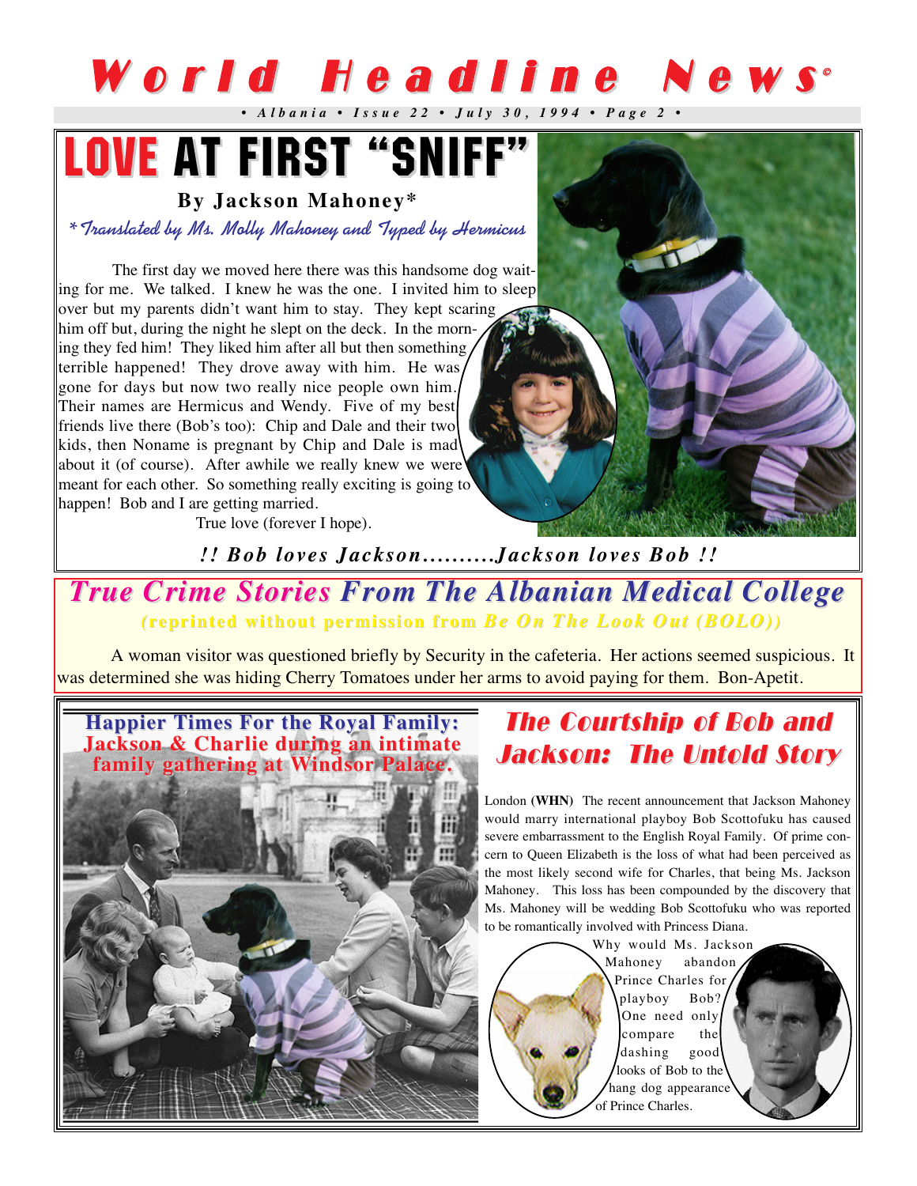# World Headline News©

• Albania • Issue 22 • July 30, 1994 • Page 2 •

## LOVE AT FIRST "SNIFF"

**By Jackson Mahoney***

*Translated by Ms. Molly Mahoney and Typed by Hermicus

The first day we moved here there was this handsome dog waiting for me. We talked. I knew he was the one. I invited him to sleep over but my parents didn't want him to stay. They kept scaring him off but, during the night he slept on the deck. In the morning they fed him! They liked him after all but then something terrible happened! They drove away with him. He was gone for days but now two really nice people own him. Their names are Hermicus and Wendy. Five of my best friends live there (Bob's too): Chip and Dale and their two kids, then Noname is pregnant by Chip and Dale is mad about it (of course). After awhile we really knew we were meant for each other. So something really exciting is going to happen! Bob and I are getting married.

True love (forever I hope).

***!! Bob loves Jackson..........Jackson loves Bob !!***

## *True Crime Stories From The Albanian Medical College*

**(reprinted without permission from *Be On The Look Out (BOLO)*)**

A woman visitor was questioned briefly by Security in the cafeteria. Her actions seemed suspicious. It was determined she was hiding Cherry Tomatoes under her arms to avoid paying for them. Bon-Apetit.

**Happier Times For the Royal Family: Jackson & Charlie during an intimate family gathering at Windsor Palace.**

## *The Courtship of Bob and Jackson: The Untold Story*

London **(WHN)** The recent announcement that Jackson Mahoney would marry international playboy Bob Scottofuku has caused severe embarrassment to the English Royal Family. Of prime concern to Queen Elizabeth is the loss of what had been perceived as the most likely second wife for Charles, that being Ms. Jackson Mahoney. This loss has been compounded by the discovery that Ms. Mahoney will be wedding Bob Scottofuku who was reported to be romantically involved with Princess Diana.

Why would Ms. Jackson Mahoney abandon Prince Charles for playboy Bob? One need only compare the dashing good looks of Bob to the hang dog appearance of Prince Charles.